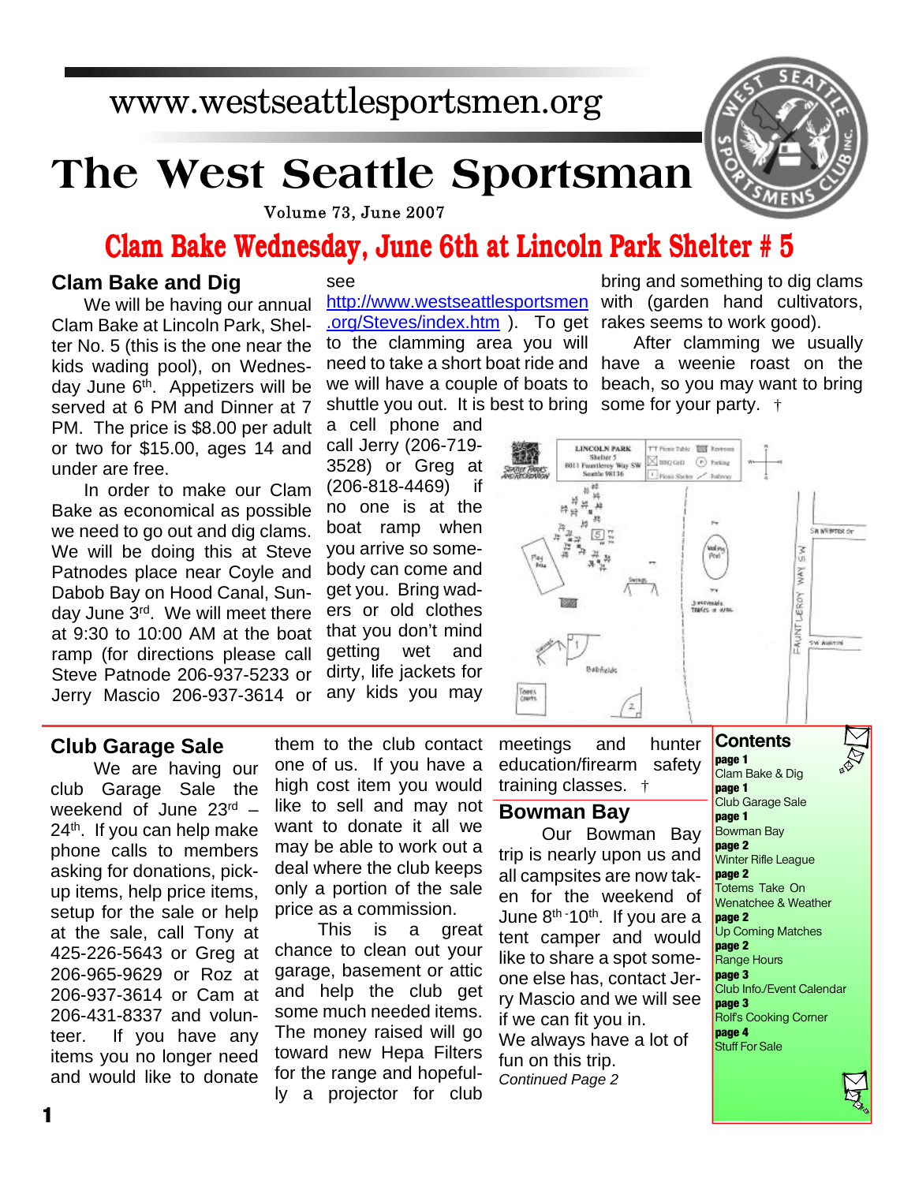www.westseattlesportsmen.org

# The West Seattle Sportsman

Volume 73, June 2007

## Clam Bake Wednesday, June 6th at Lincoln Park Shelter # 5

### Clam Bake and Dig

We will be having our annual Clam Bake at Lincoln Park, Shelter No. 5 (this is the one near the kids wading pool), on Wednesday June 6th. Appetizers will be served at 6 PM and Dinner at 7 PM. The price is $8.00 per adult or two for $15.00, ages 14 and under are free.

In order to make our Clam Bake as economical as possible we need to go out and dig clams. We will be doing this at Steve Patnodes place near Coyle and Dabob Bay on Hood Canal, Sunday June 3rd. We will meet there at 9:30 to 10:00 AM at the boat ramp (for directions please call Steve Patnode 206-937-5233 or Jerry Mascio 206-937-3614 or see http://www.westseattlesportsmen.org/Steves/index.htm ). To get to the clamming area you will need to take a short boat ride and we will have a couple of boats to shuttle you out. It is best to bring a cell phone and call Jerry (206-719-3528) or Greg at (206-818-4469) if no one is at the boat ramp when you arrive so somebody can come and get you. Bring wadders or old clothes that you don't mind getting wet and dirty, life jackets for any kids you may bring and something to dig clams with (garden hand cultivators, rakes seems to work good).

After clamming we usually have a weenie roast on the beach, so you may want to bring some for your party. †

### Club Garage Sale

We are having our club Garage Sale the weekend of June 23rd – 24th. If you can help make phone calls to members asking for donations, pick-up items, help price items, setup for the sale or help at the sale, call Tony at 425-226-5643 or Greg at 206-965-9629 or Roz at 206-937-3614 or Cam at 206-431-8337 and volunteer. If you have any items you no longer need and would like to donate them to the club contact one of us. If you have a high cost item you would like to sell and may not want to donate it all we may be able to work out a deal where the club keeps only a portion of the sale price as a commission.

This is a great chance to clean out your garage, basement or attic and help the club get some much needed items. The money raised will go toward new Hepa Filters for the range and hopefully a projector for club meetings and hunter education/firearm safety training classes. †

### Bowman Bay

Our Bowman Bay trip is nearly upon us and all campsites are now taken for the weekend of June 8th - 10th. If you are a tent camper and would like to share a spot someone else has, contact Jerry Mascio and we will see if we can fit you in.

We always have a lot of fun on this trip.

*Continued Page 2*

### Contents

**page 1** Clam Bake & Dig
**page 1** Club Garage Sale
**page 1** Bowman Bay
**page 2** Winter Rifle League
**page 2** Totems Take On Wenatchee & Weather
**page 2** Up Coming Matches
**page 2** Range Hours
**page 3** Club Info./Event Calendar
**page 3** Rolf's Cooking Corner
**page 4** Stuff For Sale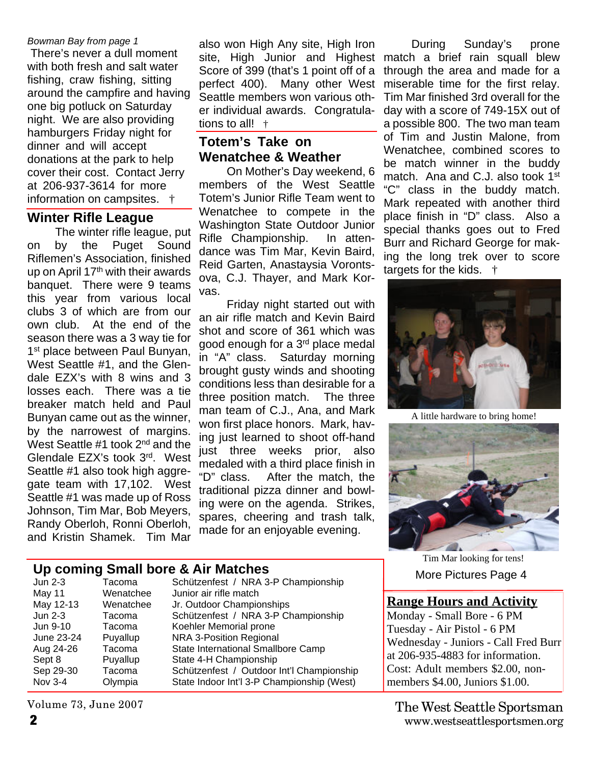*Bowman Bay from page 1*

There's never a dull moment with both fresh and salt water fishing, craw fishing, sitting around the campfire and having one big potluck on Saturday night. We are also providing hamburgers Friday night for dinner and will accept donations at the park to help cover their cost. Contact Jerry at 206-937-3614 for more information on campsites. †

## Winter Rifle League

The winter rifle league, put on by the Puget Sound Riflemen's Association, finished up on April 17th with their awards banquet. There were 9 teams this year from various local clubs 3 of which are from our own club. At the end of the season there was a 3 way tie for 1st place between Paul Bunyan, West Seattle #1, and the Glendale EZX's with 8 wins and 3 losses each. There was a tie breaker match held and Paul Bunyan came out as the winner, by the narrowest of margins. West Seattle #1 took 2nd and the Glendale EZX's took 3rd. West Seattle #1 also took high aggregate team with 17,102. West Seattle #1 was made up of Ross Johnson, Tim Mar, Bob Meyers, Randy Oberloh, Ronni Oberloh, and Kristin Shamek. Tim Mar also won High Any site, High Iron site, High Junior and Highest Score of 399 (that's 1 point off of a perfect 400). Many other West Seattle members won various other individual awards. Congratulations to all! †

## Totem's Take on Wenatchee & Weather

On Mother's Day weekend, 6 members of the West Seattle Totem's Junior Rifle Team went to Wenatchee to compete in the Washington State Outdoor Junior Rifle Championship. In attendance was Tim Mar, Kevin Baird, Reid Garten, Anastaysia Vorontsova, C.J. Thayer, and Mark Korvas.

Friday night started out with an air rifle match and Kevin Baird shot and score of 361 which was good enough for a 3rd place medal in "A" class. Saturday morning brought gusty winds and shooting conditions less than desirable for a three position match. The three man team of C.J., Ana, and Mark won first place honors. Mark, having just learned to shoot off-hand just three weeks prior, also medaled with a third place finish in "D" class. After the match, the traditional pizza dinner and bowling were on the agenda. Strikes, spares, cheering and trash talk, made for an enjoyable evening.

During Sunday's prone match a brief rain squall blew through the area and made for a miserable time for the first relay. Tim Mar finished 3rd overall for the day with a score of 749-15X out of a possible 800. The two man team of Tim and Justin Malone, from Wenatchee, combined scores to be match winner in the buddy match. Ana and C.J. also took 1st "C" class in the buddy match. Mark repeated with another third place finish in "D" class. Also a special thanks goes out to Fred Burr and Richard George for making the long trek over to score targets for the kids. †

A little hardware to bring home!

Tim Mar looking for tens!

More Pictures Page 4

## Up coming Small bore & Air Matches

| | | |
|---|---|---|
| Jun 2-3 | Tacoma | Schützenfest / NRA 3-P Championship |
| May 11 | Wenatchee | Junior air rifle match |
| May 12-13 | Wenatchee | Jr. Outdoor Championships |
| Jun 2-3 | Tacoma | Schützenfest / NRA 3-P Championship |
| Jun 9-10 | Tacoma | Koehler Memorial prone |
| June 23-24 | Puyallup | NRA 3-Position Regional |
| Aug 24-26 | Tacoma | State International Smallbore Camp |
| Sept 8 | Puyallup | State 4-H Championship |
| Sep 29-30 | Tacoma | Schützenfest / Outdoor Int'l Championship |
| Nov 3-4 | Olympia | State Indoor Int'l 3-P Championship (West) |

## Range Hours and Activity

Monday - Small Bore - 6 PM
Tuesday - Air Pistol - 6 PM
Wednesday - Juniors - Call Fred Burr at 206-935-4883 for information.
Cost: Adult members $2.00, non-members $4.00, Juniors $1.00.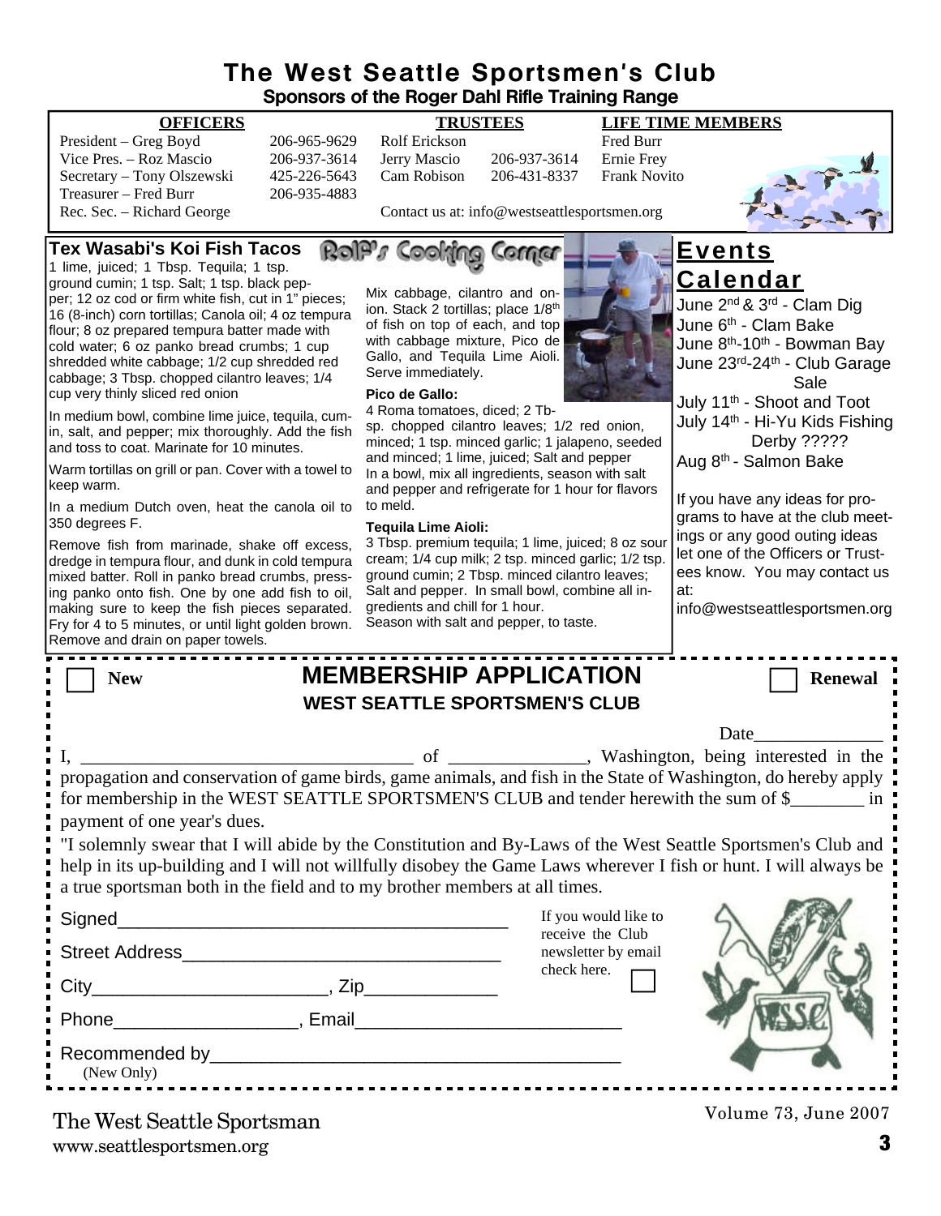# The West Seattle Sportsmen's Club

**Sponsors of the Roger Dahl Rifle Training Range**

| OFFICERS | | TRUSTEES | | LIFE TIME MEMBERS |
|---|---|---|---|---|
| President – Greg Boyd | 206-965-9629 | Rolf Erickson | | Fred Burr |
| Vice Pres. – Roz Mascio | 206-937-3614 | Jerry Mascio | 206-937-3614 | Ernie Frey |
| Secretary – Tony Olszewski | 425-226-5643 | Cam Robison | 206-431-8337 | Frank Novito |
| Treasurer – Fred Burr | 206-935-4883 | | | |
| Rec. Sec. – Richard George | | | | |

Contact us at: info@westseattlesportsmen.org

## Rolf's Cooking Corner

### Tex Wasabi's Koi Fish Tacos

1 lime, juiced; 1 Tbsp. Tequila; 1 tsp. ground cumin; 1 tsp. Salt; 1 tsp. black pepper; 12 oz cod or firm white fish, cut in 1" pieces; 16 (8-inch) corn tortillas; Canola oil; 4 oz tempura flour; 8 oz prepared tempura batter made with cold water; 6 oz panko bread crumbs; 1 cup shredded white cabbage; 1/2 cup shredded red cabbage; 3 Tbsp. chopped cilantro leaves; 1/4 cup very thinly sliced red onion

In medium bowl, combine lime juice, tequila, cumin, salt, and pepper; mix thoroughly. Add the fish and toss to coat. Marinate for 10 minutes.

Warm tortillas on grill or pan. Cover with a towel to keep warm.

In a medium Dutch oven, heat the canola oil to 350 degrees F.

Remove fish from marinade, shake off excess, dredge in tempura flour, and dunk in cold tempura mixed batter. Roll in panko bread crumbs, pressing panko onto fish. One by one add fish to oil, making sure to keep the fish pieces separated. Fry for 4 to 5 minutes, or until light golden brown. Remove and drain on paper towels.

Mix cabbage, cilantro and onion. Stack 2 tortillas; place 1/8th of fish on top of each, and top with cabbage mixture, Pico de Gallo, and Tequila Lime Aioli. Serve immediately.

**Pico de Gallo:**
4 Roma tomatoes, diced; 2 Tbsp. chopped cilantro leaves; 1/2 red onion, minced; 1 tsp. minced garlic; 1 jalapeno, seeded and minced; 1 lime, juiced; Salt and pepper
In a bowl, mix all ingredients, season with salt and pepper and refrigerate for 1 hour for flavors to meld.

**Tequila Lime Aioli:**
3 Tbsp. premium tequila; 1 lime, juiced; 8 oz sour cream; 1/4 cup milk; 2 tsp. minced garlic; 1/2 tsp. ground cumin; 2 Tbsp. minced cilantro leaves; Salt and pepper. In small bowl, combine all ingredients and chill for 1 hour.
Season with salt and pepper, to taste.

## Events Calendar

- June 2nd & 3rd - Clam Dig
- June 6th - Clam Bake
- June 8th-10th - Bowman Bay
- June 23rd-24th - Club Garage Sale
- July 11th - Shoot and Toot
- July 14th - Hi-Yu Kids Fishing Derby ?????
- Aug 8th - Salmon Bake

If you have any ideas for programs to have at the club meetings or any good outing ideas let one of the Officers or Trustees know. You may contact us at: info@westseattlesportsmen.org

---

☐ New **MEMBERSHIP APPLICATION** ☐ Renewal

**WEST SEATTLE SPORTSMEN'S CLUB**

Date______________

I, ____________________________________ of _______________, Washington, being interested in the propagation and conservation of game birds, game animals, and fish in the State of Washington, do hereby apply for membership in the WEST SEATTLE SPORTSMEN'S CLUB and tender herewith the sum of $________ in payment of one year's dues.

"I solemnly swear that I will abide by the Constitution and By-Laws of the West Seattle Sportsmen's Club and help in its up-building and I will not willfully disobey the Game Laws wherever I fish or hunt. I will always be a true sportsman both in the field and to my brother members at all times.

Signed_______________________________________

Street Address________________________________

City_______________________, Zip_____________

Phone__________________, Email_________________________

Recommended by________________________________________
(New Only)

If you would like to receive the Club newsletter by email check here. ☐

The West Seattle Sportsman
www.seattlesportsmen.org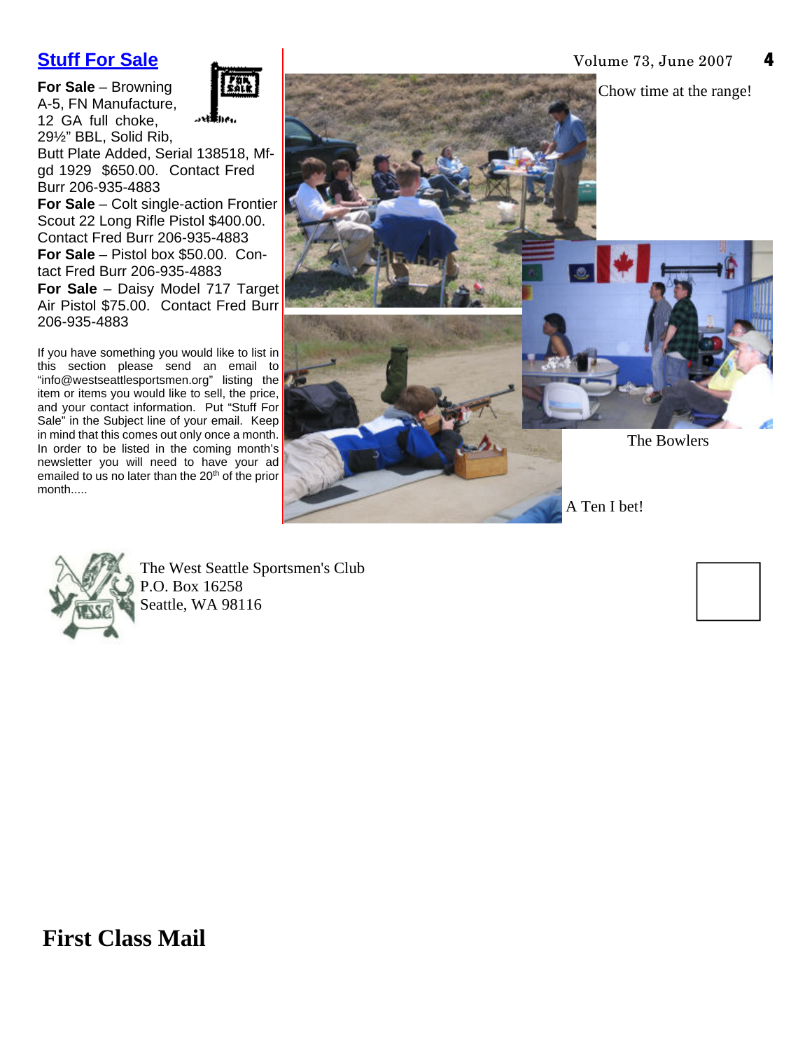## Stuff For Sale

**For Sale** – Browning A-5, FN Manufacture, 12 GA full choke, 29½" BBL, Solid Rib, Butt Plate Added, Serial 138518, Mfgd 1929 $650.00. Contact Fred Burr 206-935-4883

**For Sale** – Colt single-action Frontier Scout 22 Long Rifle Pistol $400.00. Contact Fred Burr 206-935-4883

**For Sale** – Pistol box $50.00. Contact Fred Burr 206-935-4883

**For Sale** – Daisy Model 717 Target Air Pistol $75.00. Contact Fred Burr 206-935-4883

If you have something you would like to list in this section please send an email to "info@westseattlesportsmen.org" listing the item or items you would like to sell, the price, and your contact information. Put "Stuff For Sale" in the Subject line of your email. Keep in mind that this comes out only once a month. In order to be listed in the coming month's newsletter you will need to have your ad emailed to us no later than the 20th of the prior month.....

Chow time at the range!

The Bowlers

A Ten I bet!

The West Seattle Sportsmen's Club
P.O. Box 16258
Seattle, WA 98116

**First Class Mail**